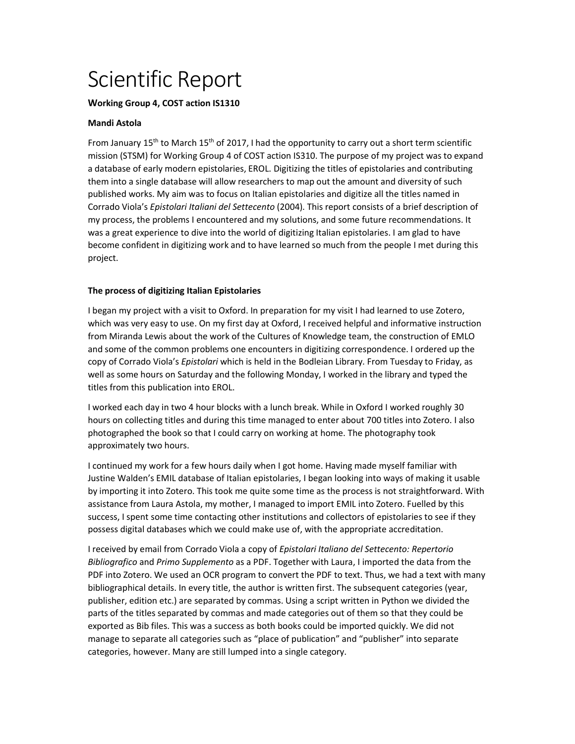# Scientific Report

**Working Group 4, COST action IS1310**

**Mandi Astola**

From January 15th to March 15th of 2017, I had the opportunity to carry out a short term scientific mission (STSM) for Working Group 4 of COST action IS310. The purpose of my project was to expand a database of early modern epistolaries, EROL. Digitizing the titles of epistolaries and contributing them into a single database will allow researchers to map out the amount and diversity of such published works. My aim was to focus on Italian epistolaries and digitize all the titles named in Corrado Viola's *Epistolari Italiani del Settecento* (2004). This report consists of a brief description of my process, the problems I encountered and my solutions, and some future recommendations. It was a great experience to dive into the world of digitizing Italian epistolaries. I am glad to have become confident in digitizing work and to have learned so much from the people I met during this project.

**The process of digitizing Italian Epistolaries**

I began my project with a visit to Oxford. In preparation for my visit I had learned to use Zotero, which was very easy to use. On my first day at Oxford, I received helpful and informative instruction from Miranda Lewis about the work of the Cultures of Knowledge team, the construction of EMLO and some of the common problems one encounters in digitizing correspondence. I ordered up the copy of Corrado Viola's *Epistolari* which is held in the Bodleian Library. From Tuesday to Friday, as well as some hours on Saturday and the following Monday, I worked in the library and typed the titles from this publication into EROL.

I worked each day in two 4 hour blocks with a lunch break. While in Oxford I worked roughly 30 hours on collecting titles and during this time managed to enter about 700 titles into Zotero. I also photographed the book so that I could carry on working at home. The photography took approximately two hours.

I continued my work for a few hours daily when I got home. Having made myself familiar with Justine Walden's EMIL database of Italian epistolaries, I began looking into ways of making it usable by importing it into Zotero. This took me quite some time as the process is not straightforward. With assistance from Laura Astola, my mother, I managed to import EMIL into Zotero. Fuelled by this success, I spent some time contacting other institutions and collectors of epistolaries to see if they possess digital databases which we could make use of, with the appropriate accreditation.

I received by email from Corrado Viola a copy of *Epistolari Italiano del Settecento: Repertorio Bibliografico* and *Primo Supplemento* as a PDF. Together with Laura, I imported the data from the PDF into Zotero. We used an OCR program to convert the PDF to text. Thus, we had a text with many bibliographical details. In every title, the author is written first. The subsequent categories (year, publisher, edition etc.) are separated by commas. Using a script written in Python we divided the parts of the titles separated by commas and made categories out of them so that they could be exported as Bib files. This was a success as both books could be imported quickly. We did not manage to separate all categories such as "place of publication" and "publisher" into separate categories, however. Many are still lumped into a single category.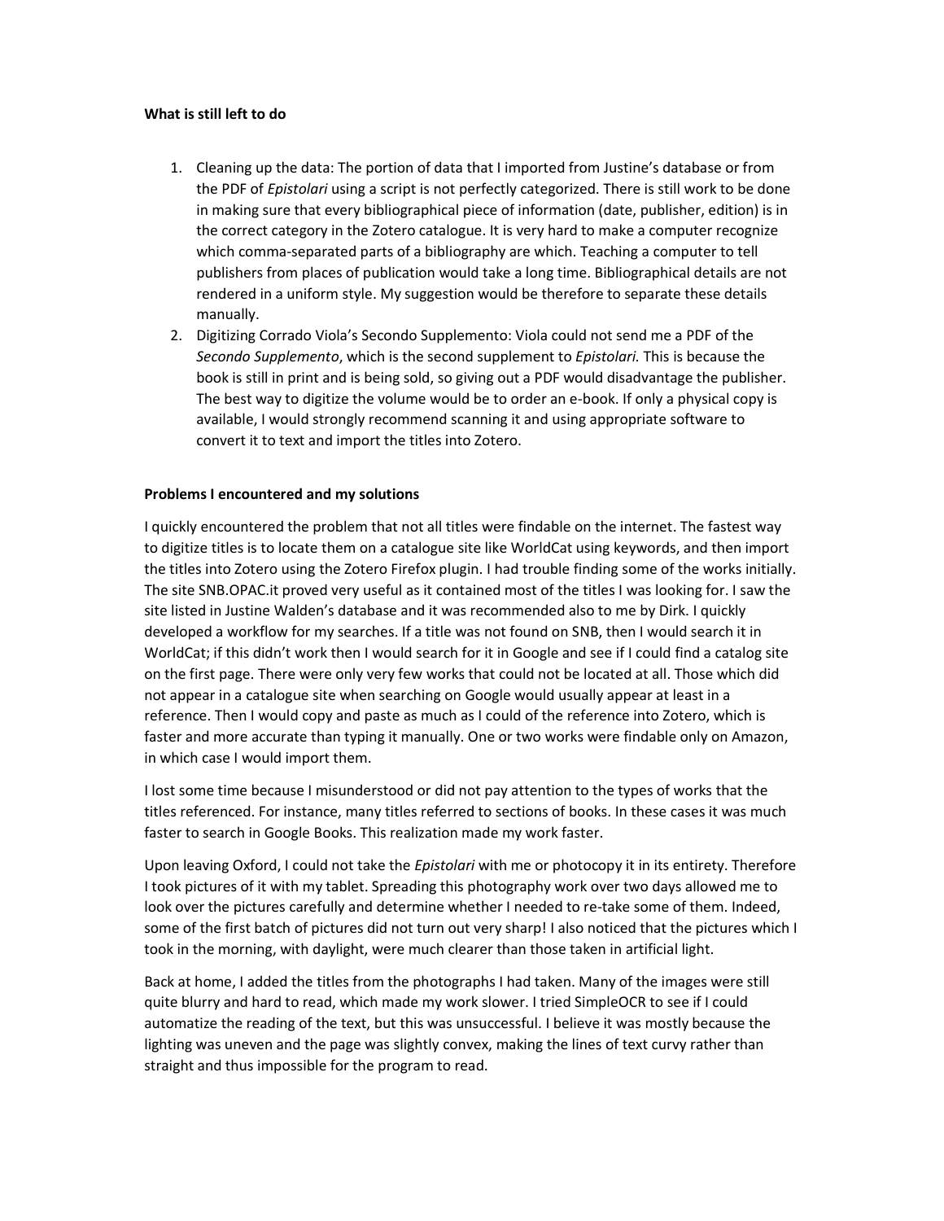**What is still left to do**

1. Cleaning up the data: The portion of data that I imported from Justine's database or from the PDF of *Epistolari* using a script is not perfectly categorized. There is still work to be done in making sure that every bibliographical piece of information (date, publisher, edition) is in the correct category in the Zotero catalogue. It is very hard to make a computer recognize which comma-separated parts of a bibliography are which. Teaching a computer to tell publishers from places of publication would take a long time. Bibliographical details are not rendered in a uniform style. My suggestion would be therefore to separate these details manually.
2. Digitizing Corrado Viola's Secondo Supplemento: Viola could not send me a PDF of the *Secondo Supplemento*, which is the second supplement to *Epistolari.* This is because the book is still in print and is being sold, so giving out a PDF would disadvantage the publisher. The best way to digitize the volume would be to order an e-book. If only a physical copy is available, I would strongly recommend scanning it and using appropriate software to convert it to text and import the titles into Zotero.

**Problems I encountered and my solutions**

I quickly encountered the problem that not all titles were findable on the internet. The fastest way to digitize titles is to locate them on a catalogue site like WorldCat using keywords, and then import the titles into Zotero using the Zotero Firefox plugin. I had trouble finding some of the works initially. The site SNB.OPAC.it proved very useful as it contained most of the titles I was looking for. I saw the site listed in Justine Walden's database and it was recommended also to me by Dirk. I quickly developed a workflow for my searches. If a title was not found on SNB, then I would search it in WorldCat; if this didn't work then I would search for it in Google and see if I could find a catalog site on the first page. There were only very few works that could not be located at all. Those which did not appear in a catalogue site when searching on Google would usually appear at least in a reference. Then I would copy and paste as much as I could of the reference into Zotero, which is faster and more accurate than typing it manually. One or two works were findable only on Amazon, in which case I would import them.

I lost some time because I misunderstood or did not pay attention to the types of works that the titles referenced. For instance, many titles referred to sections of books. In these cases it was much faster to search in Google Books. This realization made my work faster.

Upon leaving Oxford, I could not take the *Epistolari* with me or photocopy it in its entirety. Therefore I took pictures of it with my tablet. Spreading this photography work over two days allowed me to look over the pictures carefully and determine whether I needed to re-take some of them. Indeed, some of the first batch of pictures did not turn out very sharp! I also noticed that the pictures which I took in the morning, with daylight, were much clearer than those taken in artificial light.

Back at home, I added the titles from the photographs I had taken. Many of the images were still quite blurry and hard to read, which made my work slower. I tried SimpleOCR to see if I could automatize the reading of the text, but this was unsuccessful. I believe it was mostly because the lighting was uneven and the page was slightly convex, making the lines of text curvy rather than straight and thus impossible for the program to read.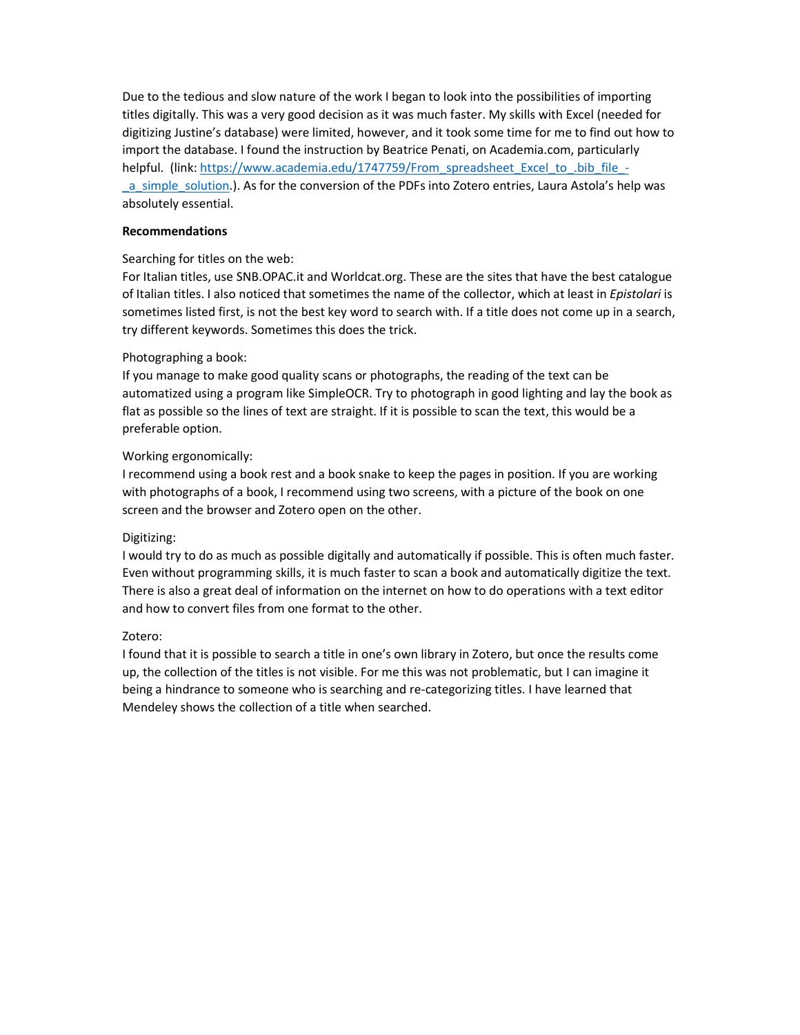Due to the tedious and slow nature of the work I began to look into the possibilities of importing titles digitally. This was a very good decision as it was much faster. My skills with Excel (needed for digitizing Justine's database) were limited, however, and it took some time for me to find out how to import the database. I found the instruction by Beatrice Penati, on Academia.com, particularly helpful. (link: [https://www.academia.edu/1747759/From_spreadsheet_Excel_to_.bib_file_-_a_simple_solution](https://www.academia.edu/1747759/From_spreadsheet_Excel_to_.bib_file_-_a_simple_solution).). As for the conversion of the PDFs into Zotero entries, Laura Astola's help was absolutely essential.

**Recommendations**

Searching for titles on the web:
For Italian titles, use SNB.OPAC.it and Worldcat.org. These are the sites that have the best catalogue of Italian titles. I also noticed that sometimes the name of the collector, which at least in *Epistolari* is sometimes listed first, is not the best key word to search with. If a title does not come up in a search, try different keywords. Sometimes this does the trick.

Photographing a book:
If you manage to make good quality scans or photographs, the reading of the text can be automatized using a program like SimpleOCR. Try to photograph in good lighting and lay the book as flat as possible so the lines of text are straight. If it is possible to scan the text, this would be a preferable option.

Working ergonomically:
I recommend using a book rest and a book snake to keep the pages in position. If you are working with photographs of a book, I recommend using two screens, with a picture of the book on one screen and the browser and Zotero open on the other.

Digitizing:
I would try to do as much as possible digitally and automatically if possible. This is often much faster. Even without programming skills, it is much faster to scan a book and automatically digitize the text. There is also a great deal of information on the internet on how to do operations with a text editor and how to convert files from one format to the other.

Zotero:
I found that it is possible to search a title in one's own library in Zotero, but once the results come up, the collection of the titles is not visible. For me this was not problematic, but I can imagine it being a hindrance to someone who is searching and re-categorizing titles. I have learned that Mendeley shows the collection of a title when searched.